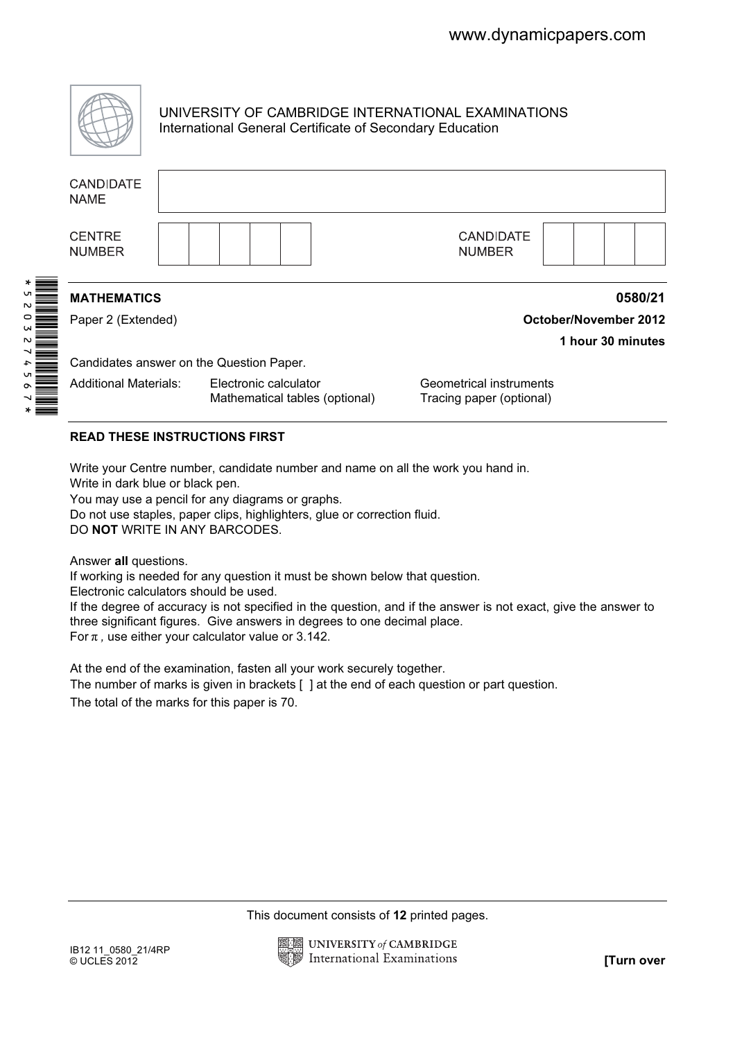UNIVERSITY OF CAMBRIDGE INTERNATIONAL EXAMINATIONS
International General Certificate of Secondary Education

| CANDIDATE NAME | |
|---|---|
| CENTRE NUMBER | |
| CANDIDATE NUMBER | |

**MATHEMATICS** **0580/21**

Paper 2 (Extended) **October/November 2012**

**1 hour 30 minutes**

Candidates answer on the Question Paper.

Additional Materials: Electronic calculator, Mathematical tables (optional), Geometrical instruments, Tracing paper (optional)

**READ THESE INSTRUCTIONS FIRST**

Write your Centre number, candidate number and name on all the work you hand in.
Write in dark blue or black pen.
You may use a pencil for any diagrams or graphs.
Do not use staples, paper clips, highlighters, glue or correction fluid.
DO **NOT** WRITE IN ANY BARCODES.

Answer **all** questions.
If working is needed for any question it must be shown below that question.
Electronic calculators should be used.
If the degree of accuracy is not specified in the question, and if the answer is not exact, give the answer to three significant figures. Give answers in degrees to one decimal place.
For $\pi$, use either your calculator value or 3.142.

At the end of the examination, fasten all your work securely together.
The number of marks is given in brackets [ ] at the end of each question or part question.
The total of the marks for this paper is 70.

This document consists of **12** printed pages.

IB12 11_0580_21/4RP
© UCLES 2012

**[Turn over**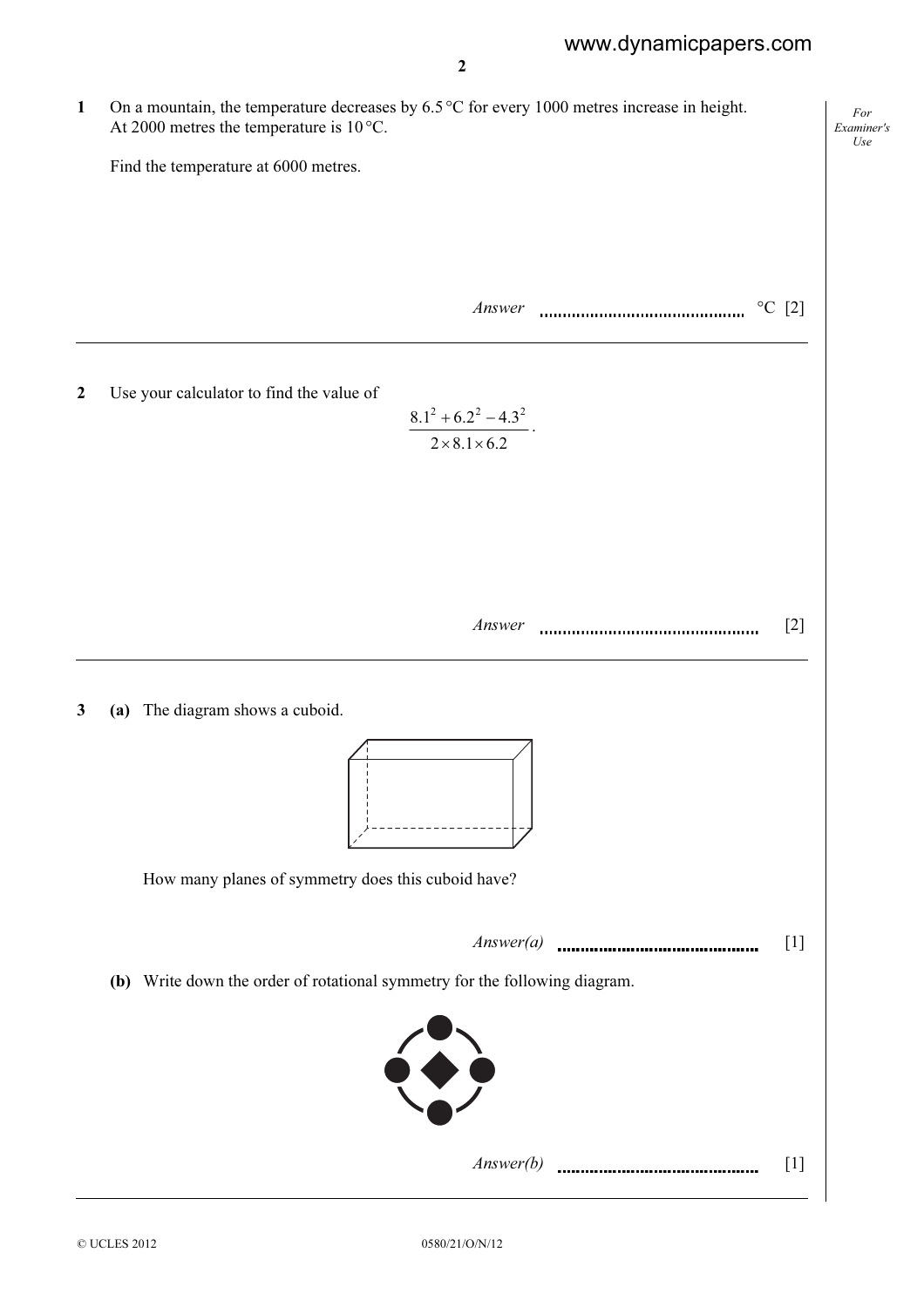**1** On a mountain, the temperature decreases by 6.5 °C for every 1000 metres increase in height.
At 2000 metres the temperature is 10 °C.

Find the temperature at 6000 metres.

*Answer* ............................................ °C [2]

---

**2** Use your calculator to find the value of

$$\frac{8.1^2 + 6.2^2 - 4.3^2}{2 \times 8.1 \times 6.2}.$$

*Answer* ............................................ [2]

---

**3** **(a)** The diagram shows a cuboid.

How many planes of symmetry does this cuboid have?

*Answer(a)* ............................................ [1]

**(b)** Write down the order of rotational symmetry for the following diagram.

*Answer(b)* ............................................ [1]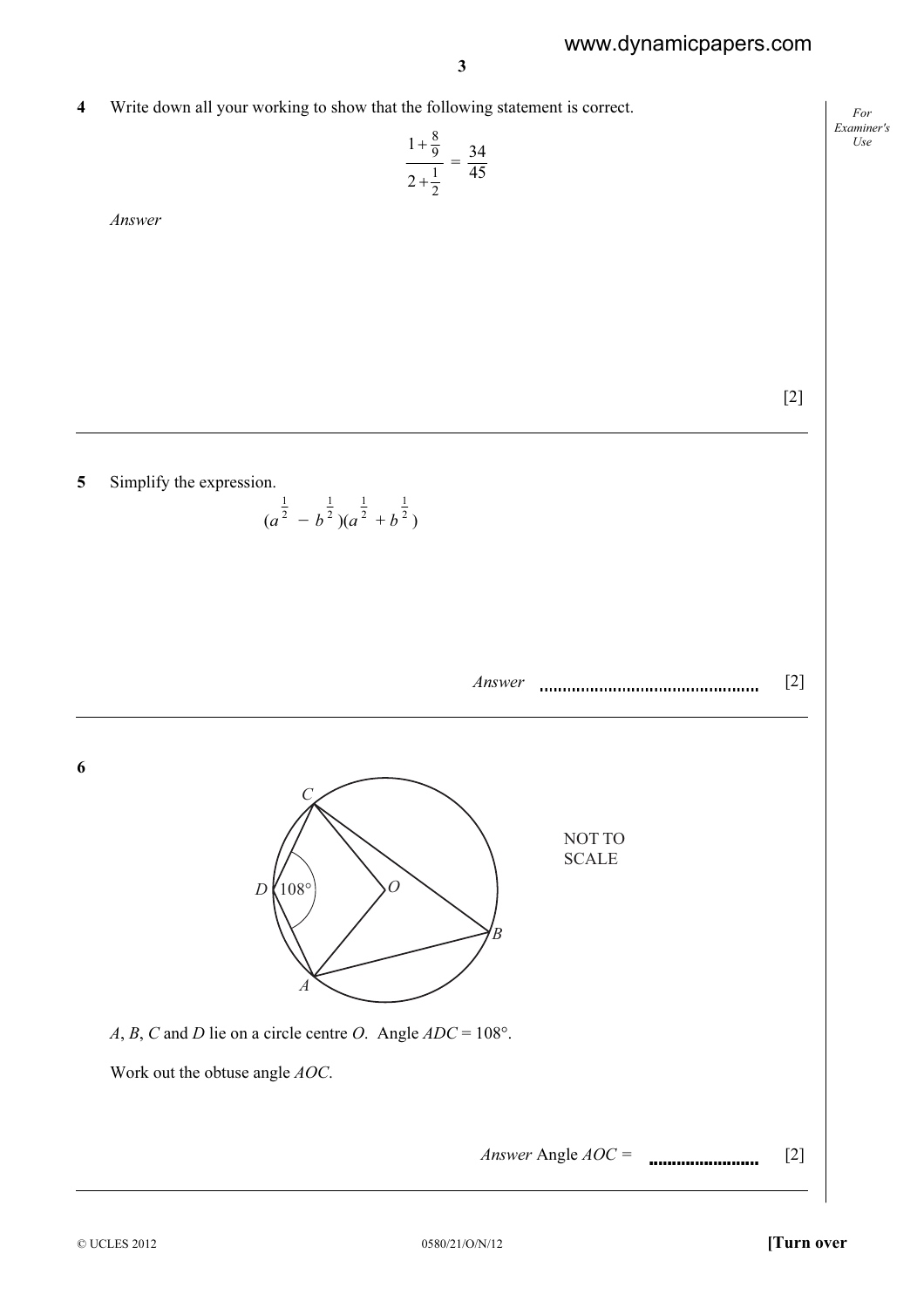**4** Write down all your working to show that the following statement is correct.

$$\frac{1+\frac{8}{9}}{2+\frac{1}{2}} = \frac{34}{45}$$

*Answer*

[2]

---

**5** Simplify the expression.

$$(a^{\frac{1}{2}} - b^{\frac{1}{2}})(a^{\frac{1}{2}} + b^{\frac{1}{2}})$$

*Answer* ............................................ [2]

---

**6**

NOT TO SCALE

$A$, $B$, $C$ and $D$ lie on a circle centre $O$. Angle $ADC = 108°$.

Work out the obtuse angle $AOC$.

*Answer* Angle $AOC$ = ...................... [2]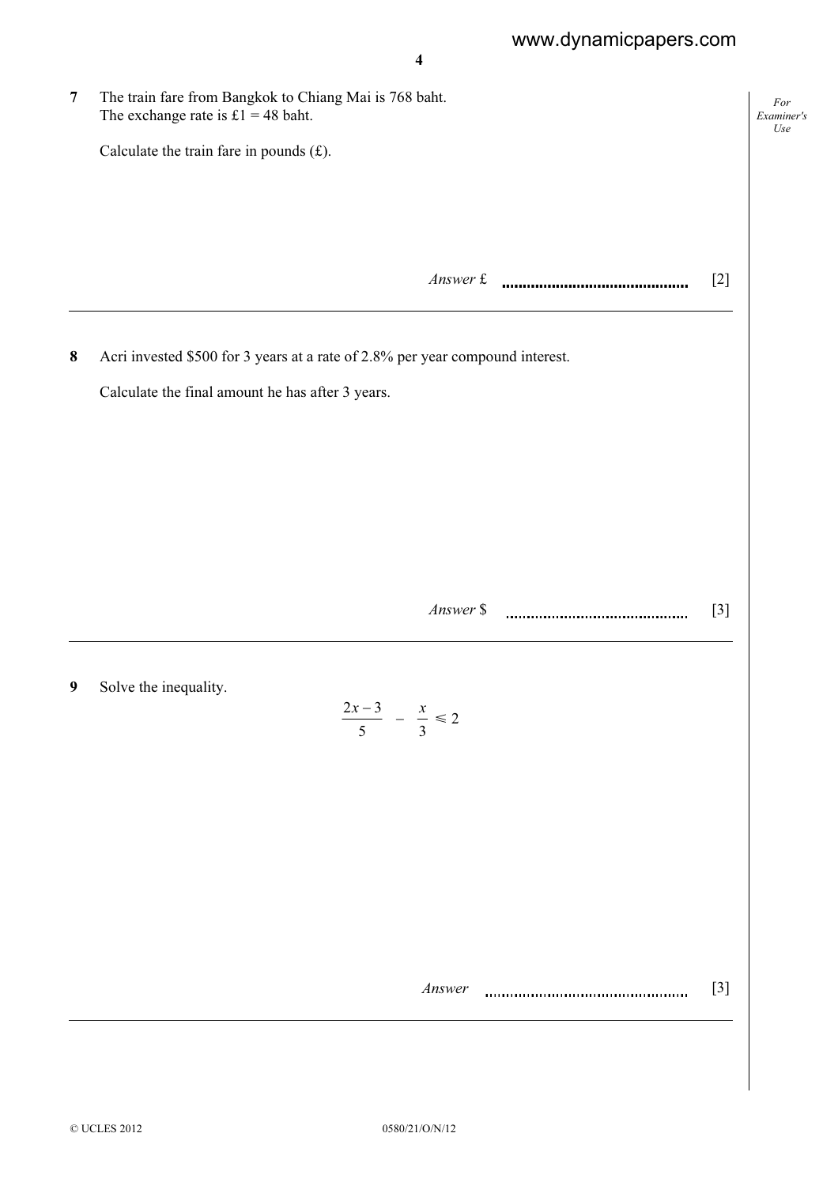**7** The train fare from Bangkok to Chiang Mai is 768 baht.
The exchange rate is £1 = 48 baht.

Calculate the train fare in pounds (£).

*Answer* £ ............................................ [2]

---

**8** Acri invested \$500 for 3 years at a rate of 2.8% per year compound interest.

Calculate the final amount he has after 3 years.

*Answer* \$ ............................................ [3]

---

**9** Solve the inequality.

$$\frac{2x-3}{5} - \frac{x}{3} \leqslant 2$$

*Answer* ............................................ [3]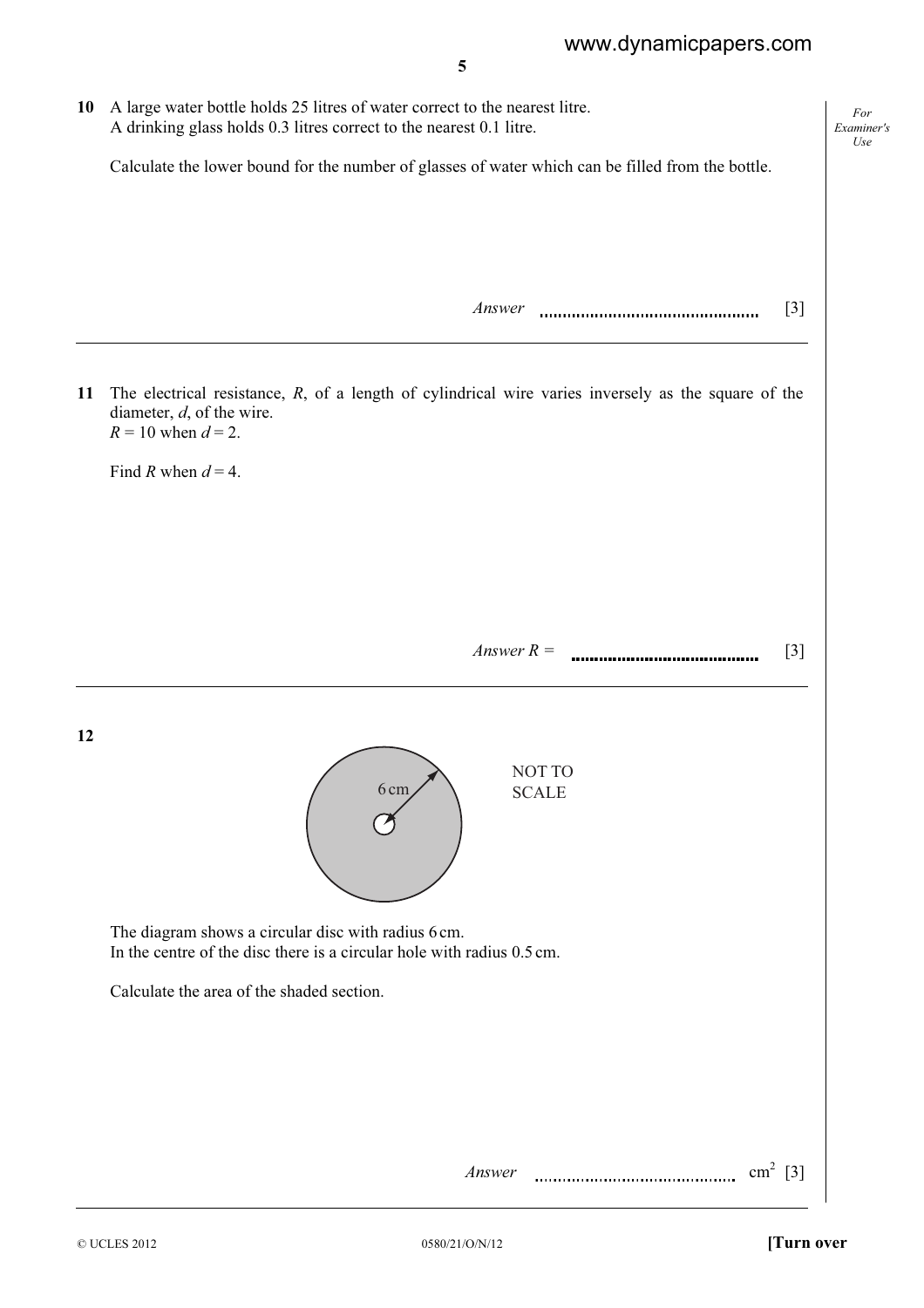**10** A large water bottle holds 25 litres of water correct to the nearest litre.
A drinking glass holds 0.3 litres correct to the nearest 0.1 litre.

Calculate the lower bound for the number of glasses of water which can be filled from the bottle.

*Answer* ............................................ [3]

---

**11** The electrical resistance, $R$, of a length of cylindrical wire varies inversely as the square of the diameter, $d$, of the wire.
$R = 10$ when $d = 2$.

Find $R$ when $d = 4$.

*Answer* $R =$ ............................................ [3]

---

**12**

NOT TO SCALE

6 cm

The diagram shows a circular disc with radius 6 cm.
In the centre of the disc there is a circular hole with radius 0.5 cm.

Calculate the area of the shaded section.

*Answer* ............................................ $cm^2$ [3]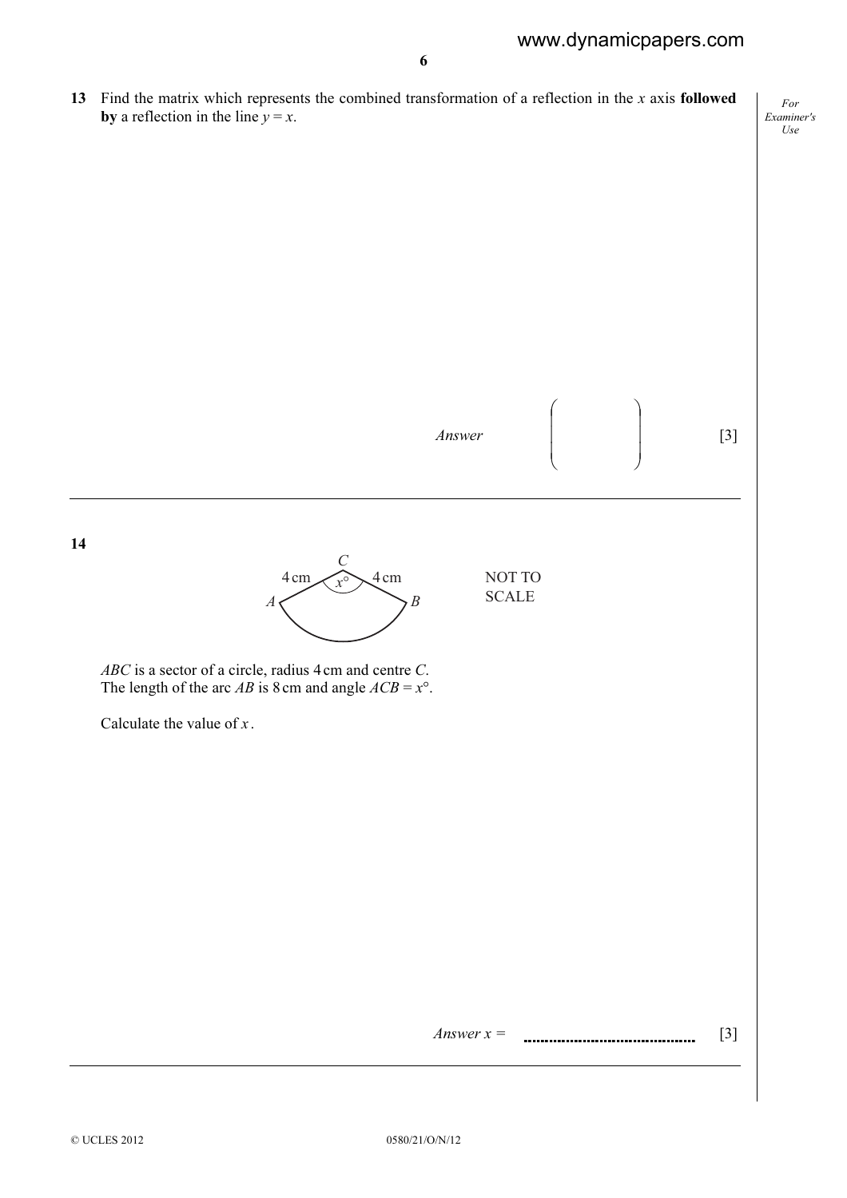**13** Find the matrix which represents the combined transformation of a reflection in the $x$ axis **followed by** a reflection in the line $y = x$.

*Answer* $\begin{pmatrix} & \\ & \end{pmatrix}$ [3]

---

**14**

$C$, $A$, $B$, 4 cm, 4 cm, $x°$

NOT TO SCALE

$ABC$ is a sector of a circle, radius 4 cm and centre $C$.
The length of the arc $AB$ is 8 cm and angle $ACB = x°$.

Calculate the value of $x$.

*Answer* $x =$ .................................................. [3]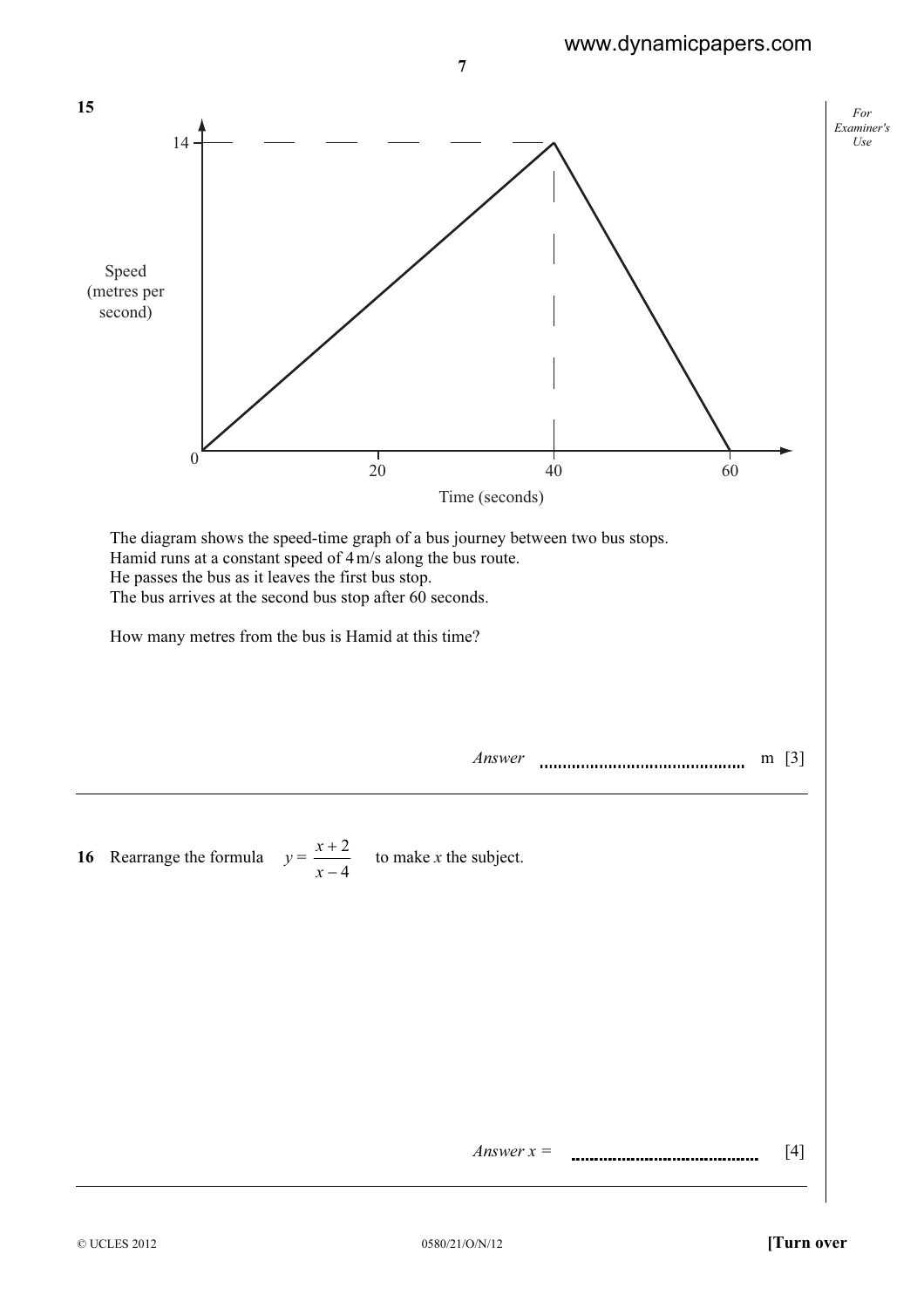**15**

The diagram shows the speed-time graph of a bus journey between two bus stops.
Hamid runs at a constant speed of 4 m/s along the bus route.
He passes the bus as it leaves the first bus stop.
The bus arrives at the second bus stop after 60 seconds.

How many metres from the bus is Hamid at this time?

*Answer* ........................................ m [3]

---

**16** Rearrange the formula $y = \dfrac{x+2}{x-4}$ to make $x$ the subject.

*Answer* $x =$ ........................................ [4]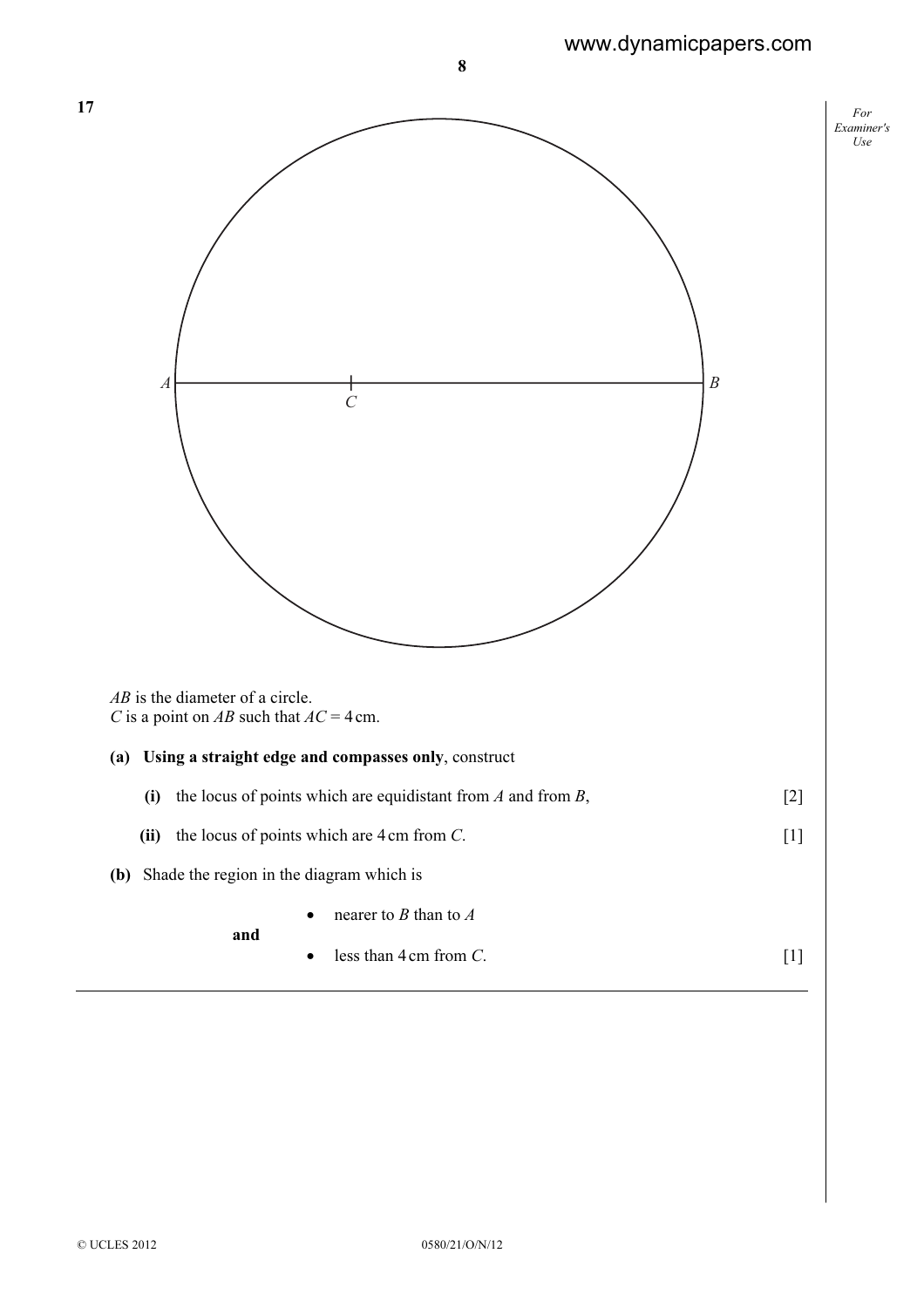**17**

A — C — B

*AB* is the diameter of a circle.
*C* is a point on *AB* such that $AC = 4$ cm.

**(a)** **Using a straight edge and compasses only**, construct

**(i)** the locus of points which are equidistant from *A* and from *B*, [2]

**(ii)** the locus of points which are 4 cm from *C*. [1]

**(b)** Shade the region in the diagram which is

- nearer to *B* than to *A*

**and**

- less than 4 cm from *C*. [1]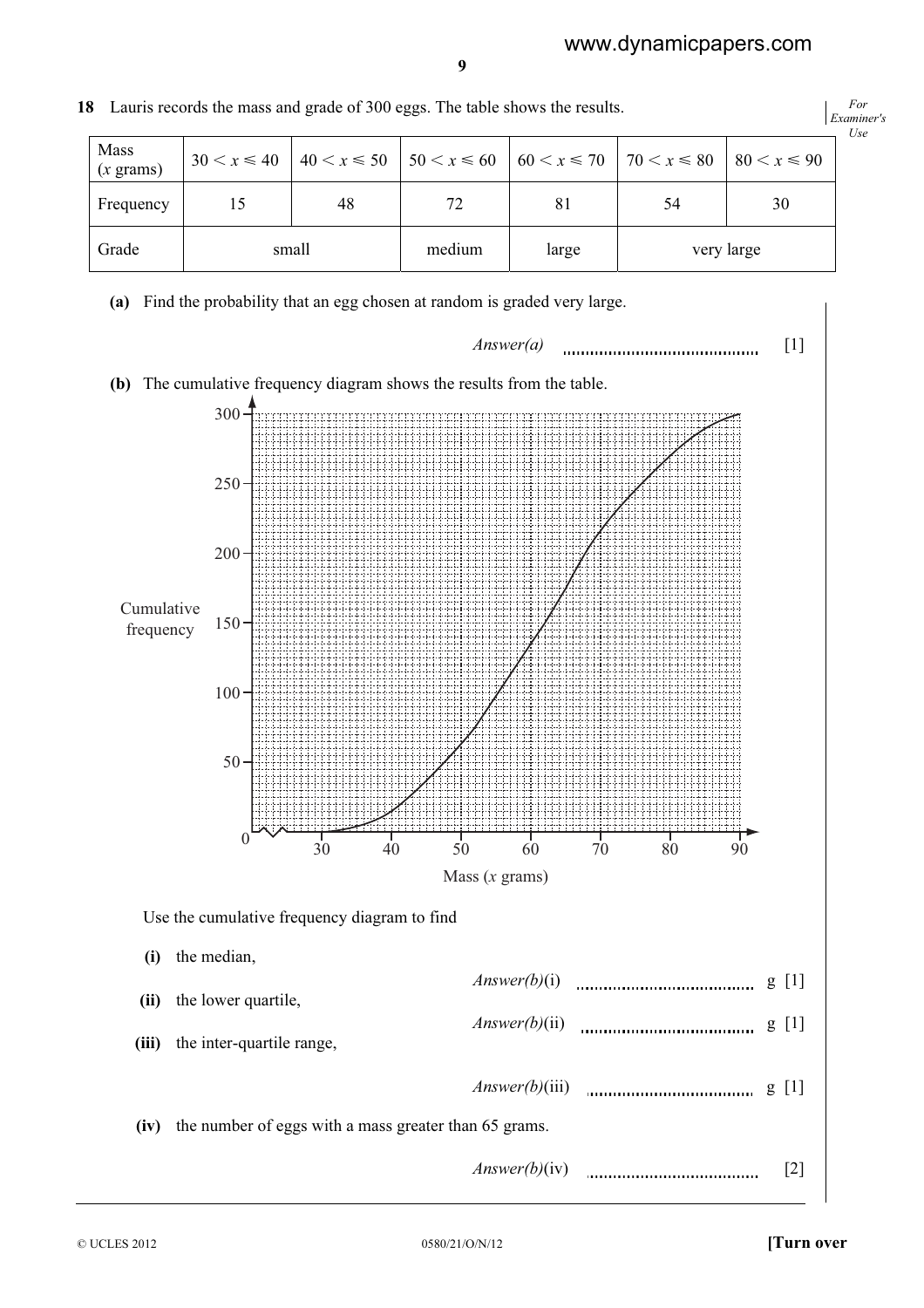**18** Lauris records the mass and grade of 300 eggs. The table shows the results.

| Mass ($x$ grams) | $30 < x \leqslant 40$ | $40 < x \leqslant 50$ | $50 < x \leqslant 60$ | $60 < x \leqslant 70$ | $70 < x \leqslant 80$ | $80 < x \leqslant 90$ |
|---|---|---|---|---|---|---|
| Frequency | 15 | 48 | 72 | 81 | 54 | 30 |
| Grade | small | | medium | large | very large | |

**(a)** Find the probability that an egg chosen at random is graded very large.

*Answer(a)* .......................................... [1]

**(b)** The cumulative frequency diagram shows the results from the table.

Use the cumulative frequency diagram to find

**(i)** the median,

*Answer(b)*(i) .......................................... g [1]

**(ii)** the lower quartile,

*Answer(b)*(ii) .......................................... g [1]

**(iii)** the inter-quartile range,

*Answer(b)*(iii) .......................................... g [1]

**(iv)** the number of eggs with a mass greater than 65 grams.

*Answer(b)*(iv) .......................................... [2]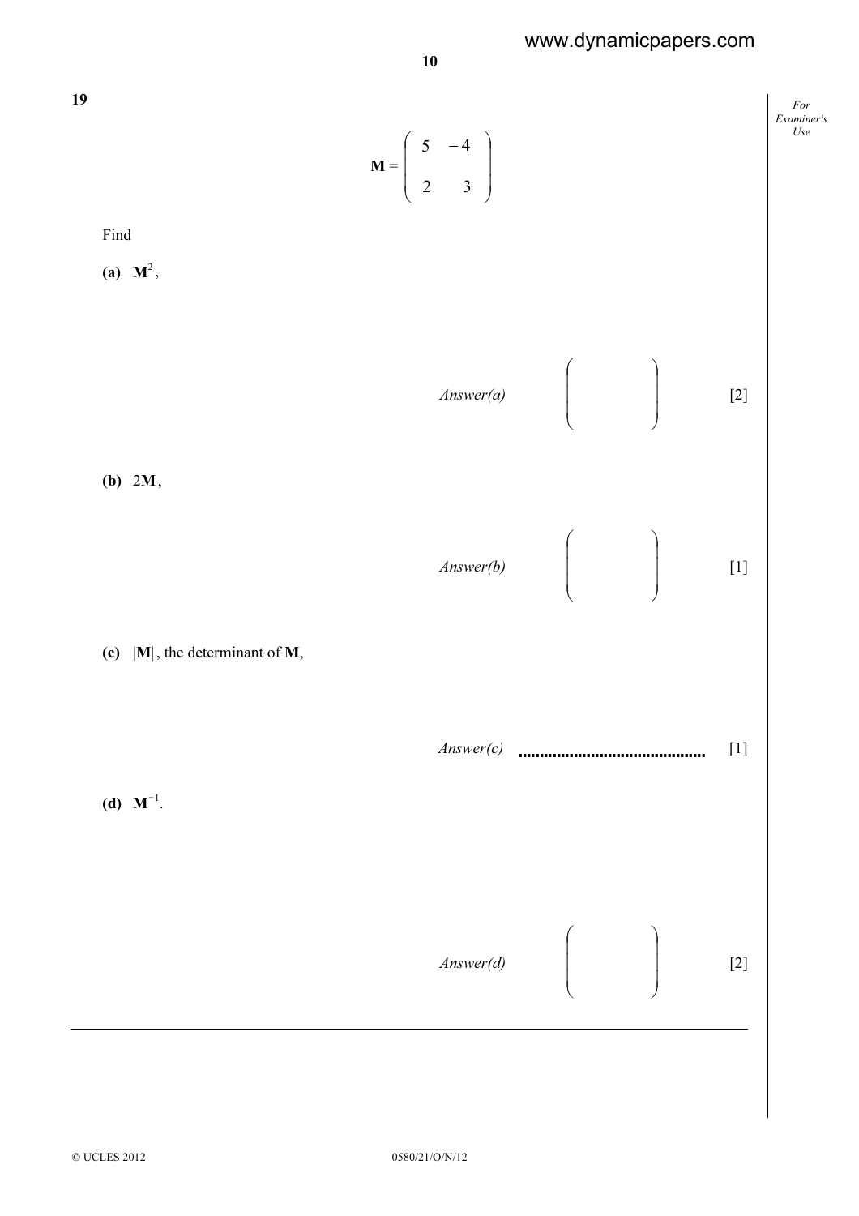**19**

$$\mathbf{M} = \begin{pmatrix} 5 & -4 \\ 2 & 3 \end{pmatrix}$$

Find

**(a)** $\mathbf{M}^2$,

*Answer(a)* $\begin{pmatrix} \quad & \quad \\ \quad & \quad \end{pmatrix}$ [2]

**(b)** $2\mathbf{M}$,

*Answer(b)* $\begin{pmatrix} \quad & \quad \\ \quad & \quad \end{pmatrix}$ [1]

**(c)** $|\mathbf{M}|$, the determinant of $\mathbf{M}$,

*Answer(c)* ........................................... [1]

**(d)** $\mathbf{M}^{-1}$.

*Answer(d)* $\begin{pmatrix} \quad & \quad \\ \quad & \quad \end{pmatrix}$ [2]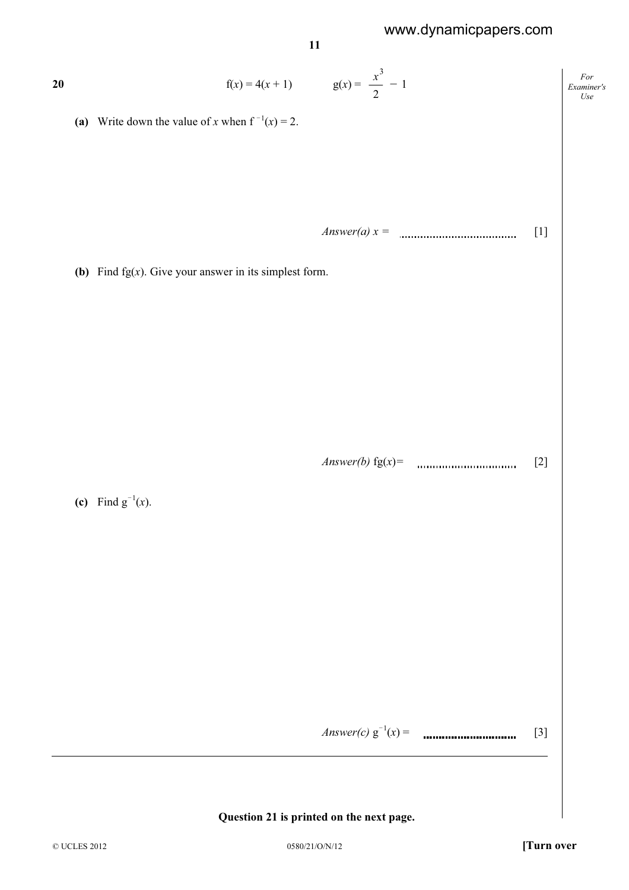**20** $\quad \mathrm{f}(x) = 4(x + 1) \qquad \mathrm{g}(x) = \dfrac{x^3}{2} - 1$

**(a)** Write down the value of $x$ when $\mathrm{f}^{-1}(x) = 2$.

*Answer(a)* $x =$ .................................... [1]

**(b)** Find $\mathrm{fg}(x)$. Give your answer in its simplest form.

*Answer(b)* $\mathrm{fg}(x) =$ .................................... [2]

**(c)** Find $\mathrm{g}^{-1}(x)$.

*Answer(c)* $\mathrm{g}^{-1}(x) =$ .................................... [3]

---

**Question 21 is printed on the next page.**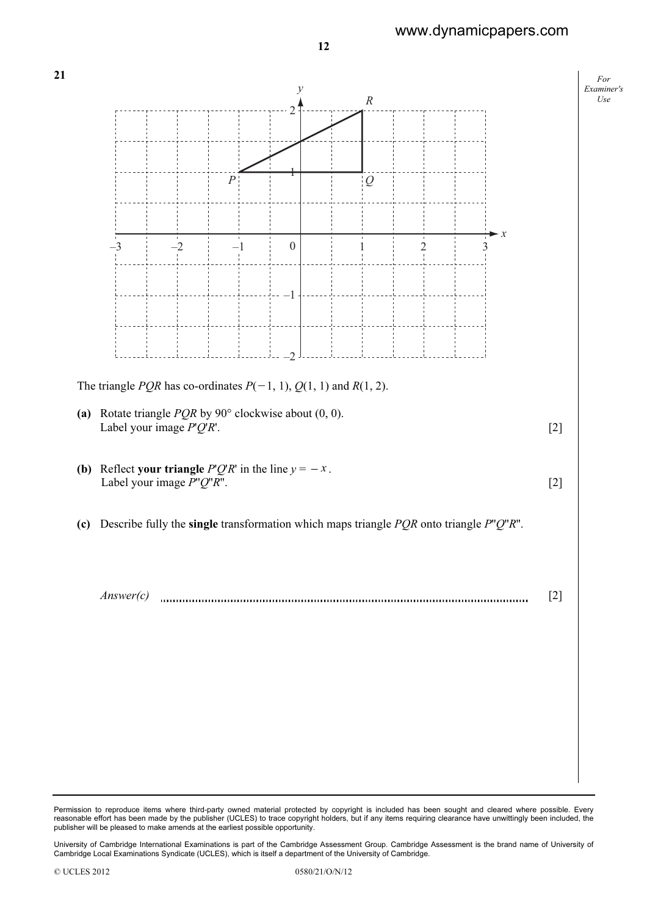**21**

y

R

2

1

P

Q

x

–3 –2 –1 0 1 2 3

–1

–2

The triangle $PQR$ has co-ordinates $P(-1, 1)$, $Q(1, 1)$ and $R(1, 2)$.

**(a)** Rotate triangle $PQR$ by 90° clockwise about (0, 0).
Label your image $P'Q'R'$. [2]

**(b)** Reflect **your triangle** $P'Q'R'$ in the line $y = -x$.
Label your image $P''Q''R''$. [2]

**(c)** Describe fully the **single** transformation which maps triangle $PQR$ onto triangle $P''Q''R''$.

*Answer(c)* .................................................................................................... [2]

Permission to reproduce items where third-party owned material protected by copyright is included has been sought and cleared where possible. Every reasonable effort has been made by the publisher (UCLES) to trace copyright holders, but if any items requiring clearance have unwittingly been included, the publisher will be pleased to make amends at the earliest possible opportunity.

University of Cambridge International Examinations is part of the Cambridge Assessment Group. Cambridge Assessment is the brand name of University of Cambridge Local Examinations Syndicate (UCLES), which is itself a department of the University of Cambridge.